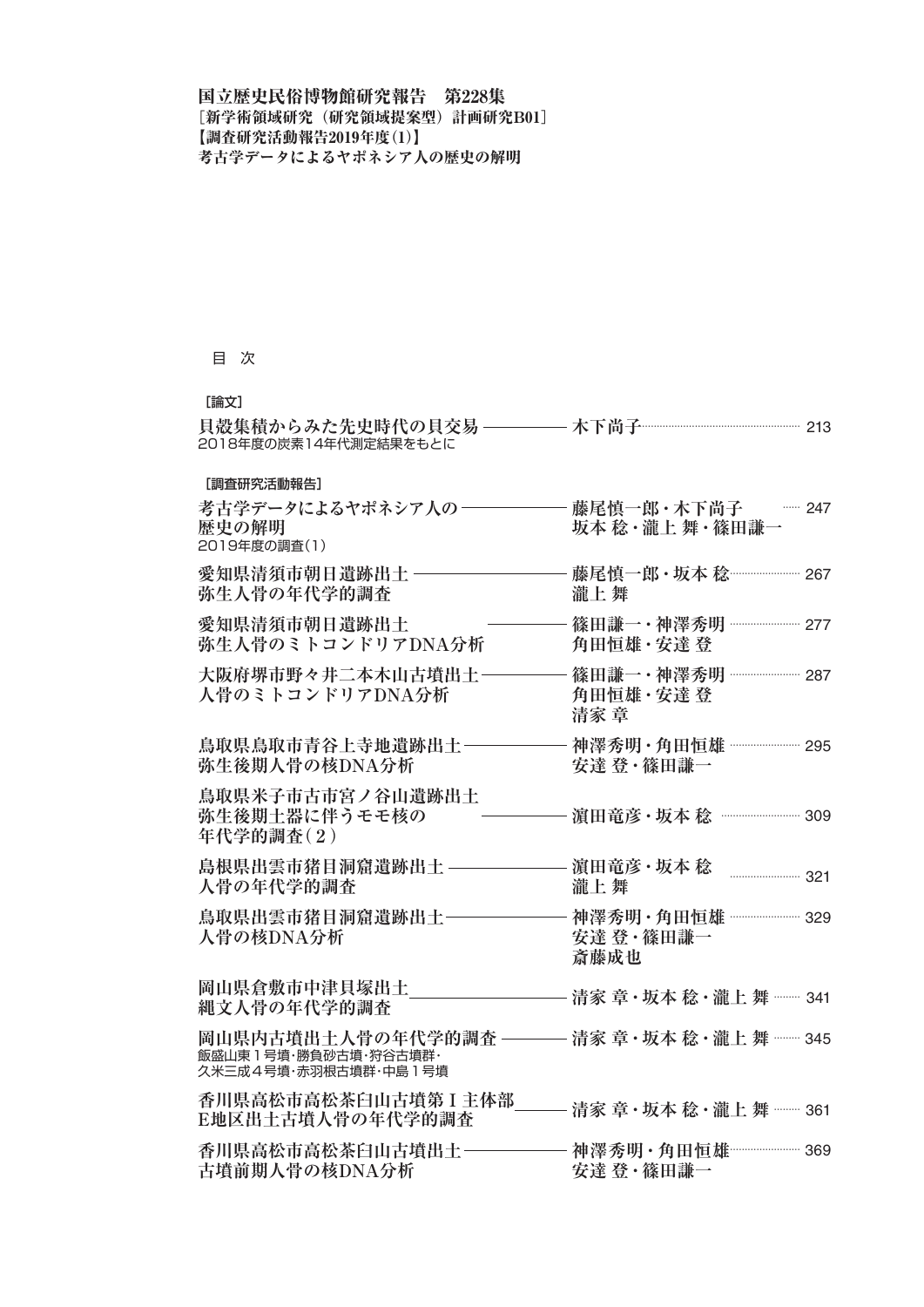**国立歴史民俗博物館研究報告　第228集**
**［新学術領域研究（研究領域提案型）計画研究B01］**
**【調査研究活動報告2019年度(1)】**
**考古学データによるヤポネシア人の歴史の解明**

目　次

［論文］

貝殻集積からみた先史時代の貝交易 ―――― 木下尚子 …… 213
2018年度の炭素14年代測定結果をもとに

［調査研究活動報告］

考古学データによるヤポネシア人の歴史の解明 ―――― 藤尾慎一郎・木下尚子・坂本 稔・瀧上 舞・篠田謙一 …… 247
2019年度の調査（1）

愛知県清須市朝日遺跡出土弥生人骨の年代学的調査 ―――― 藤尾慎一郎・坂本 稔・瀧上 舞 …… 267

愛知県清須市朝日遺跡出土弥生人骨のミトコンドリアDNA分析 ―――― 篠田謙一・神澤秀明・角田恒雄・安達 登 …… 277

大阪府堺市野々井二本木山古墳出土人骨のミトコンドリアDNA分析 ―――― 篠田謙一・神澤秀明・角田恒雄・安達 登・清家 章 …… 287

鳥取県鳥取市青谷上寺地遺跡出土弥生後期人骨の核DNA分析 ―――― 神澤秀明・角田恒雄・安達 登・篠田謙一 …… 295

鳥取県米子市古市宮ノ谷山遺跡出土弥生後期土器に伴うモモ核の年代学的調査（2） ―――― 濵田竜彦・坂本 稔 …… 309

島根県出雲市猪目洞窟遺跡出土人骨の年代学的調査 ―――― 濵田竜彦・坂本 稔・瀧上 舞 …… 321

鳥取県出雲市猪目洞窟遺跡出土人骨の核DNA分析 ―――― 神澤秀明・角田恒雄・安達 登・篠田謙一・斎藤成也 …… 329

岡山県倉敷市中津貝塚出土縄文人骨の年代学的調査 ―――― 清家 章・坂本 稔・瀧上 舞 …… 341

岡山県内古墳出土人骨の年代学的調査 ―――― 清家 章・坂本 稔・瀧上 舞 …… 345
飯盛山東１号墳・勝負砂古墳・狩谷古墳群・久米三成４号墳・赤羽根古墳群・中島１号墳

香川県高松市高松茶臼山古墳第Ⅰ主体部E地区出土古墳人骨の年代学的調査 ―――― 清家 章・坂本 稔・瀧上 舞 …… 361

香川県高松市高松茶臼山古墳出土古墳前期人骨の核DNA分析 ―――― 神澤秀明・角田恒雄・安達 登・篠田謙一 …… 369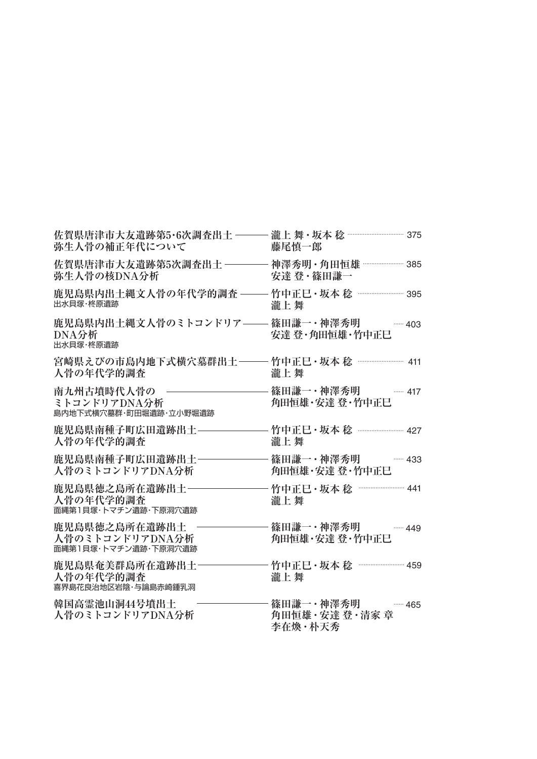| タイトル | 著者 | 頁 |
|---|---|---|
| 佐賀県唐津市大友遺跡第5・6次調査出土<br>弥生人骨の補正年代について | 瀧上 舞・坂本 稔<br>藤尾慎一郎 | 375 |
| 佐賀県唐津市大友遺跡第5次調査出土<br>弥生人骨の核DNA分析 | 神澤秀明・角田恒雄<br>安達 登・篠田謙一 | 385 |
| 鹿児島県内出土縄文人骨の年代学的調査<br>出水貝塚・柊原遺跡 | 竹中正巳・坂本 稔<br>瀧上 舞 | 395 |
| 鹿児島県内出土縄文人骨のミトコンドリアDNA分析<br>出水貝塚・柊原遺跡 | 篠田謙一・神澤秀明<br>安達 登・角田恒雄・竹中正巳 | 403 |
| 宮崎県えびの市島内地下式横穴墓群出土<br>人骨の年代学的調査 | 竹中正巳・坂本 稔<br>瀧上 舞 | 411 |
| 南九州古墳時代人骨の<br>ミトコンドリアDNA分析<br>島内地下式横穴墓群・町田堀遺跡・立小野堀遺跡 | 篠田謙一・神澤秀明<br>角田恒雄・安達 登・竹中正巳 | 417 |
| 鹿児島県南種子町広田遺跡出土<br>人骨の年代学的調査 | 竹中正巳・坂本 稔<br>瀧上 舞 | 427 |
| 鹿児島県南種子町広田遺跡出土<br>人骨のミトコンドリアDNA分析 | 篠田謙一・神澤秀明<br>角田恒雄・安達 登・竹中正巳 | 433 |
| 鹿児島県徳之島所在遺跡出土<br>人骨の年代学的調査<br>面縄第1貝塚・トマチン遺跡・下原洞穴遺跡 | 竹中正巳・坂本 稔<br>瀧上 舞 | 441 |
| 鹿児島県徳之島所在遺跡出土<br>人骨のミトコンドリアDNA分析<br>面縄第1貝塚・トマチン遺跡・下原洞穴遺跡 | 篠田謙一・神澤秀明<br>角田恒雄・安達 登・竹中正巳 | 449 |
| 鹿児島県奄美群島所在遺跡出土<br>人骨の年代学的調査<br>喜界島花良治地区岩陰・与論島赤崎鍾乳洞 | 竹中正巳・坂本 稔<br>瀧上 舞 | 459 |
| 韓国高霊池山洞44号墳出土<br>人骨のミトコンドリアDNA分析 | 篠田謙一・神澤秀明<br>角田恒雄・安達 登・清家 章<br>李在煥・朴天秀 | 465 |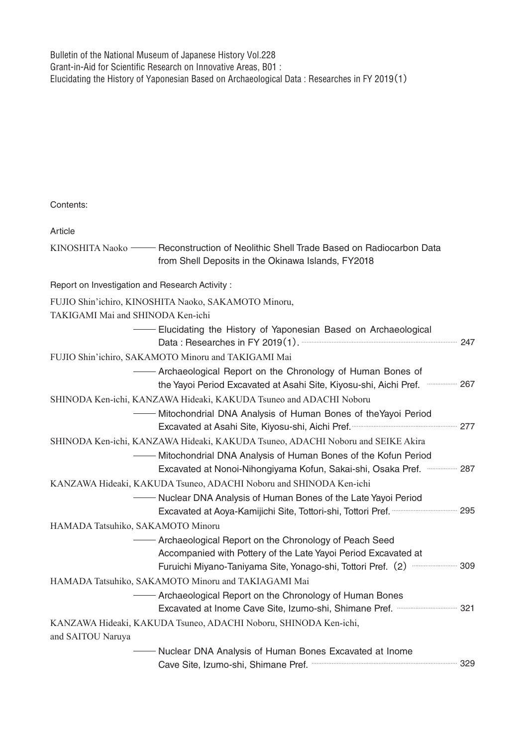Bulletin of the National Museum of Japanese History Vol.228
Grant-in-Aid for Scientific Research on Innovative Areas, B01 :
Elucidating the History of Yaponesian Based on Archaeological Data : Researches in FY 2019(1)

Contents:

Article

KINOSHITA Naoko ——— Reconstruction of Neolithic Shell Trade Based on Radiocarbon Data from Shell Deposits in the Okinawa Islands, FY2018

Report on Investigation and Research Activity :

FUJIO Shin'ichiro, KINOSHITA Naoko, SAKAMOTO Minoru, TAKIGAMI Mai and SHINODA Ken-ichi
——— Elucidating the History of Yaponesian Based on Archaeological Data : Researches in FY 2019(1). ……… 247

FUJIO Shin'ichiro, SAKAMOTO Minoru and TAKIGAMI Mai
——— Archaeological Report on the Chronology of Human Bones of the Yayoi Period Excavated at Asahi Site, Kiyosu-shi, Aichi Pref. ……… 267

SHINODA Ken-ichi, KANZAWA Hideaki, KAKUDA Tsuneo and ADACHI Noboru
——— Mitochondrial DNA Analysis of Human Bones of theYayoi Period Excavated at Asahi Site, Kiyosu-shi, Aichi Pref. ……… 277

SHINODA Ken-ichi, KANZAWA Hideaki, KAKUDA Tsuneo, ADACHI Noboru and SEIKE Akira
——— Mitochondrial DNA Analysis of Human Bones of the Kofun Period Excavated at Nonoi-Nihongiyama Kofun, Sakai-shi, Osaka Pref. ……… 287

KANZAWA Hideaki, KAKUDA Tsuneo, ADACHI Noboru and SHINODA Ken-ichi
——— Nuclear DNA Analysis of Human Bones of the Late Yayoi Period Excavated at Aoya-Kamijichi Site, Tottori-shi, Tottori Pref. ……… 295

HAMADA Tatsuhiko, SAKAMOTO Minoru
——— Archaeological Report on the Chronology of Peach Seed Accompanied with Pottery of the Late Yayoi Period Excavated at Furuichi Miyano-Taniyama Site, Yonago-shi, Tottori Pref. (2) ……… 309

HAMADA Tatsuhiko, SAKAMOTO Minoru and TAKIAGAMI Mai
——— Archaeological Report on the Chronology of Human Bones Excavated at Inome Cave Site, Izumo-shi, Shimane Pref. ……… 321

KANZAWA Hideaki, KAKUDA Tsuneo, ADACHI Noboru, SHINODA Ken-ichi, and SAITOU Naruya
——— Nuclear DNA Analysis of Human Bones Excavated at Inome Cave Site, Izumo-shi, Shimane Pref. ……… 329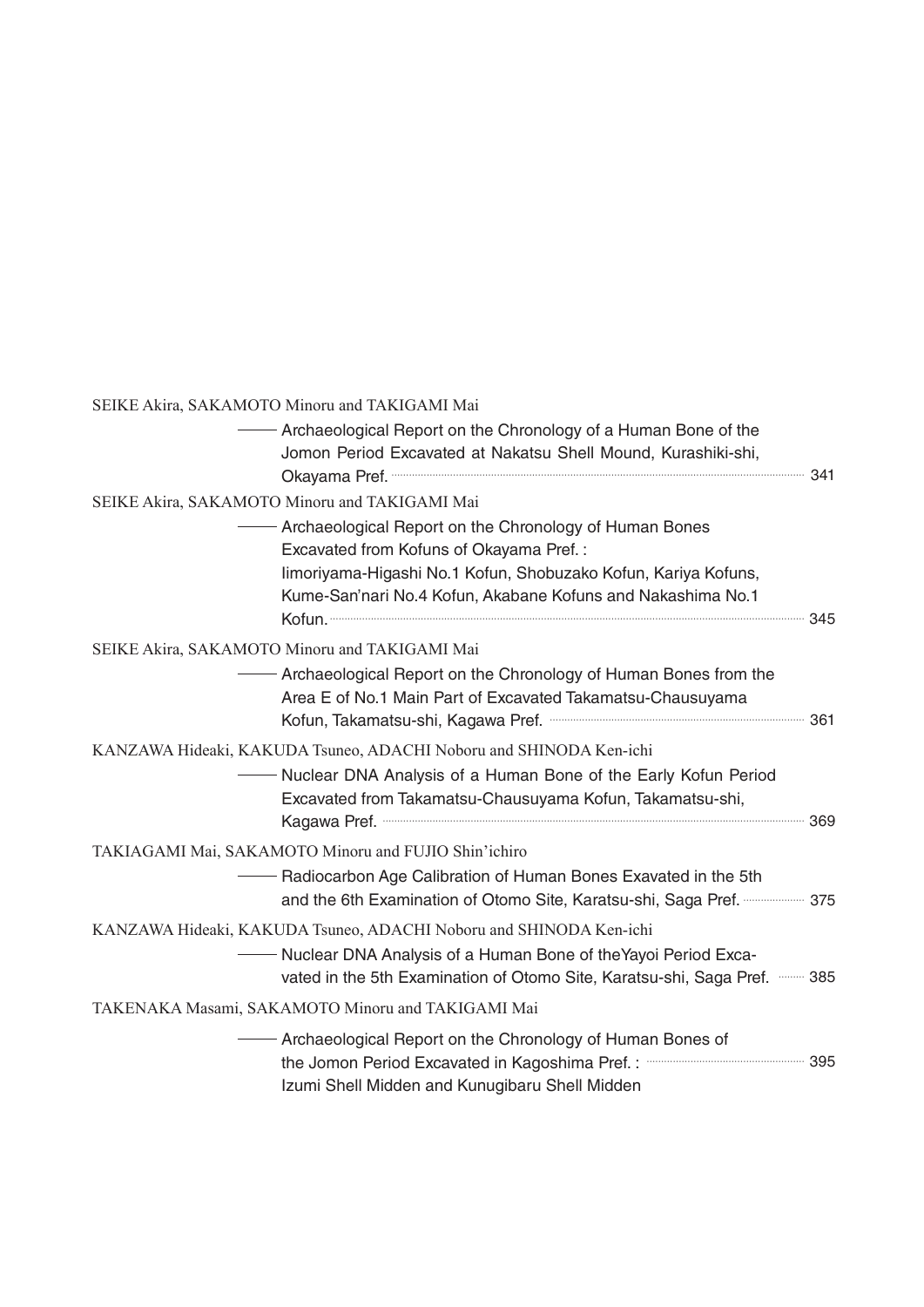SEIKE Akira, SAKAMOTO Minoru and TAKIGAMI Mai

—— Archaeological Report on the Chronology of a Human Bone of the Jomon Period Excavated at Nakatsu Shell Mound, Kurashiki-shi, Okayama Pref. ………… 341

SEIKE Akira, SAKAMOTO Minoru and TAKIGAMI Mai

—— Archaeological Report on the Chronology of Human Bones Excavated from Kofuns of Okayama Pref. : Iimoriyama-Higashi No.1 Kofun, Shobuzako Kofun, Kariya Kofuns, Kume-San'nari No.4 Kofun, Akabane Kofuns and Nakashima No.1 Kofun. ………… 345

SEIKE Akira, SAKAMOTO Minoru and TAKIGAMI Mai

—— Archaeological Report on the Chronology of Human Bones from the Area E of No.1 Main Part of Excavated Takamatsu-Chausuyama Kofun, Takamatsu-shi, Kagawa Pref. ………… 361

KANZAWA Hideaki, KAKUDA Tsuneo, ADACHI Noboru and SHINODA Ken-ichi

—— Nuclear DNA Analysis of a Human Bone of the Early Kofun Period Excavated from Takamatsu-Chausuyama Kofun, Takamatsu-shi, Kagawa Pref. ………… 369

TAKIAGAMI Mai, SAKAMOTO Minoru and FUJIO Shin'ichiro

—— Radiocarbon Age Calibration of Human Bones Exavated in the 5th and the 6th Examination of Otomo Site, Karatsu-shi, Saga Pref. ………… 375

KANZAWA Hideaki, KAKUDA Tsuneo, ADACHI Noboru and SHINODA Ken-ichi

—— Nuclear DNA Analysis of a Human Bone of theYayoi Period Excavated in the 5th Examination of Otomo Site, Karatsu-shi, Saga Pref. ………… 385

TAKENAKA Masami, SAKAMOTO Minoru and TAKIGAMI Mai

—— Archaeological Report on the Chronology of Human Bones of the Jomon Period Excavated in Kagoshima Pref. : ………… 395
Izumi Shell Midden and Kunugibaru Shell Midden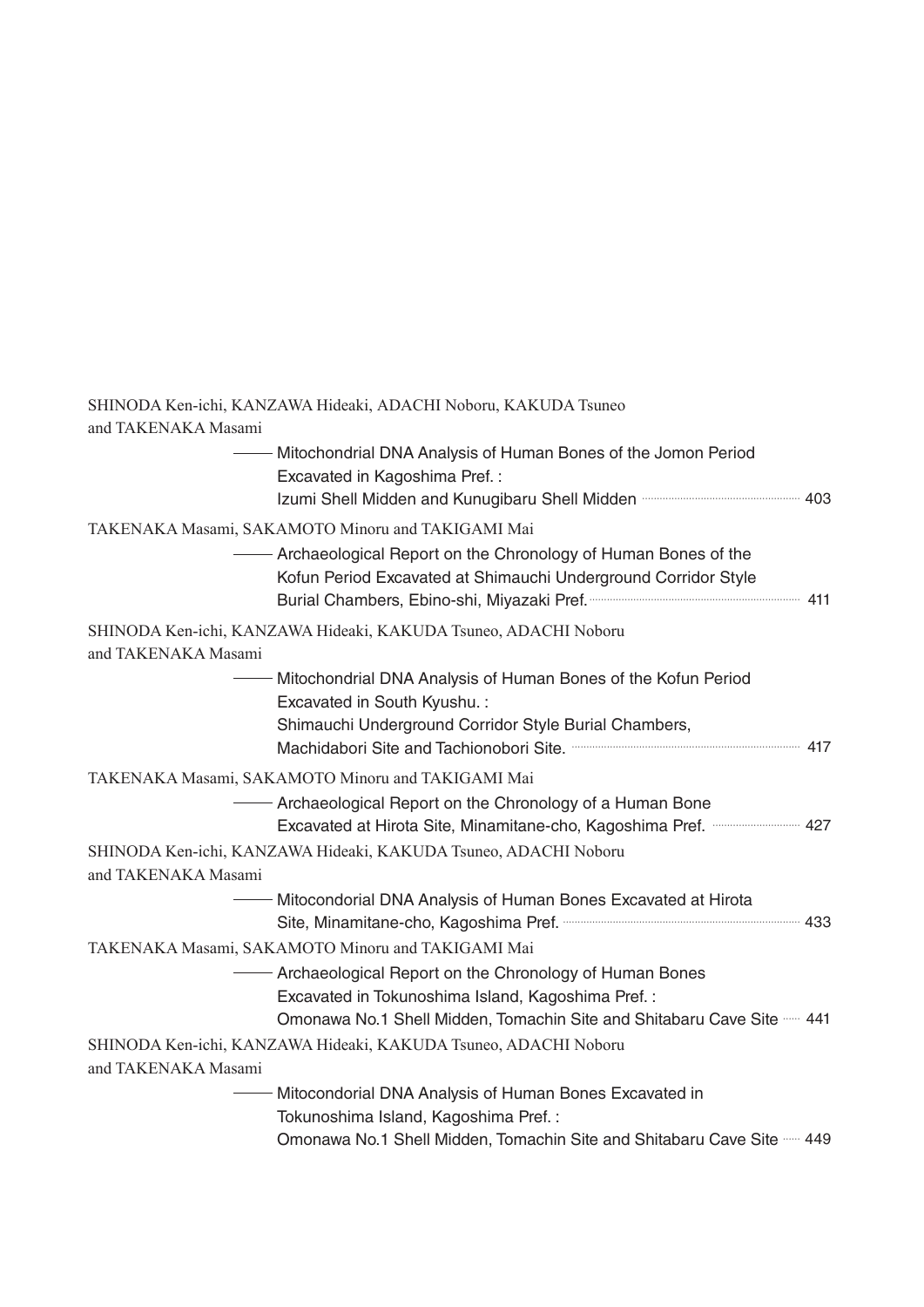SHINODA Ken-ichi, KANZAWA Hideaki, ADACHI Noboru, KAKUDA Tsuneo and TAKENAKA Masami

—— Mitochondrial DNA Analysis of Human Bones of the Jomon Period Excavated in Kagoshima Pref. : Izumi Shell Midden and Kunugibaru Shell Midden ........ 403

TAKENAKA Masami, SAKAMOTO Minoru and TAKIGAMI Mai

—— Archaeological Report on the Chronology of Human Bones of the Kofun Period Excavated at Shimauchi Underground Corridor Style Burial Chambers, Ebino-shi, Miyazaki Pref. ........ 411

SHINODA Ken-ichi, KANZAWA Hideaki, KAKUDA Tsuneo, ADACHI Noboru and TAKENAKA Masami

—— Mitochondrial DNA Analysis of Human Bones of the Kofun Period Excavated in South Kyushu. : Shimauchi Underground Corridor Style Burial Chambers, Machidabori Site and Tachionobori Site. ........ 417

TAKENAKA Masami, SAKAMOTO Minoru and TAKIGAMI Mai

—— Archaeological Report on the Chronology of a Human Bone Excavated at Hirota Site, Minamitane-cho, Kagoshima Pref. ........ 427

SHINODA Ken-ichi, KANZAWA Hideaki, KAKUDA Tsuneo, ADACHI Noboru and TAKENAKA Masami

—— Mitocondorial DNA Analysis of Human Bones Excavated at Hirota Site, Minamitane-cho, Kagoshima Pref. ........ 433

TAKENAKA Masami, SAKAMOTO Minoru and TAKIGAMI Mai

—— Archaeological Report on the Chronology of Human Bones Excavated in Tokunoshima Island, Kagoshima Pref. : Omonawa No.1 Shell Midden, Tomachin Site and Shitabaru Cave Site ........ 441

SHINODA Ken-ichi, KANZAWA Hideaki, KAKUDA Tsuneo, ADACHI Noboru and TAKENAKA Masami

—— Mitocondorial DNA Analysis of Human Bones Excavated in Tokunoshima Island, Kagoshima Pref. : Omonawa No.1 Shell Midden, Tomachin Site and Shitabaru Cave Site ........ 449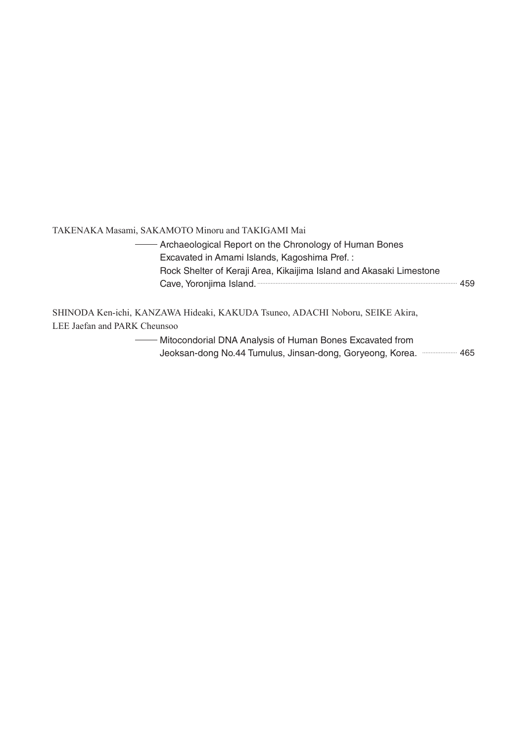TAKENAKA Masami, SAKAMOTO Minoru and TAKIGAMI Mai

—— Archaeological Report on the Chronology of Human Bones Excavated in Amami Islands, Kagoshima Pref. : Rock Shelter of Keraji Area, Kikaijima Island and Akasaki Limestone Cave, Yoronjima Island. ........ 459

SHINODA Ken-ichi, KANZAWA Hideaki, KAKUDA Tsuneo, ADACHI Noboru, SEIKE Akira, LEE Jaefan and PARK Cheunsoo

—— Mitocondorial DNA Analysis of Human Bones Excavated from Jeoksan-dong No.44 Tumulus, Jinsan-dong, Goryeong, Korea. ........ 465